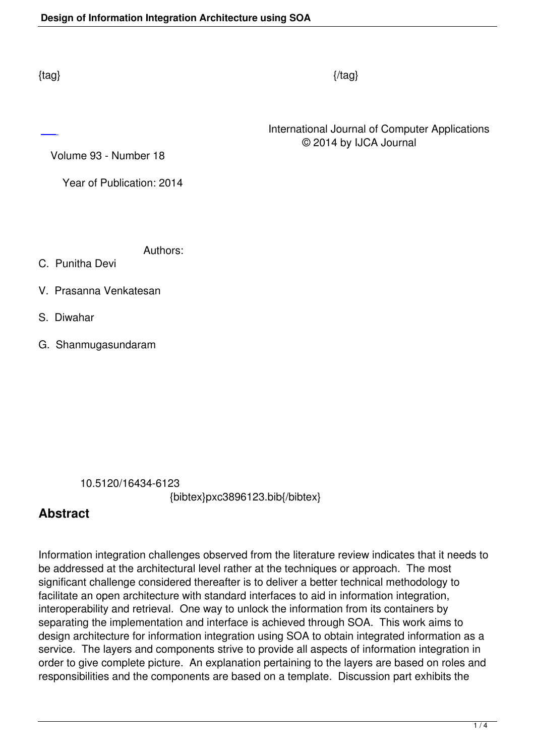{tag} {/tag}

International Journal of Computer Applications
© 2014 by IJCA Journal

Volume 93 - Number 18

Year of Publication: 2014

Authors:

C. Punitha Devi

V. Prasanna Venkatesan

S. Diwahar

G. Shanmugasundaram

10.5120/16434-6123

{bibtex}pxc3896123.bib{/bibtex}

## Abstract

Information integration challenges observed from the literature review indicates that it needs to be addressed at the architectural level rather at the techniques or approach. The most significant challenge considered thereafter is to deliver a better technical methodology to facilitate an open architecture with standard interfaces to aid in information integration, interoperability and retrieval. One way to unlock the information from its containers by separating the implementation and interface is achieved through SOA. This work aims to design architecture for information integration using SOA to obtain integrated information as a service. The layers and components strive to provide all aspects of information integration in order to give complete picture. An explanation pertaining to the layers are based on roles and responsibilities and the components are based on a template. Discussion part exhibits the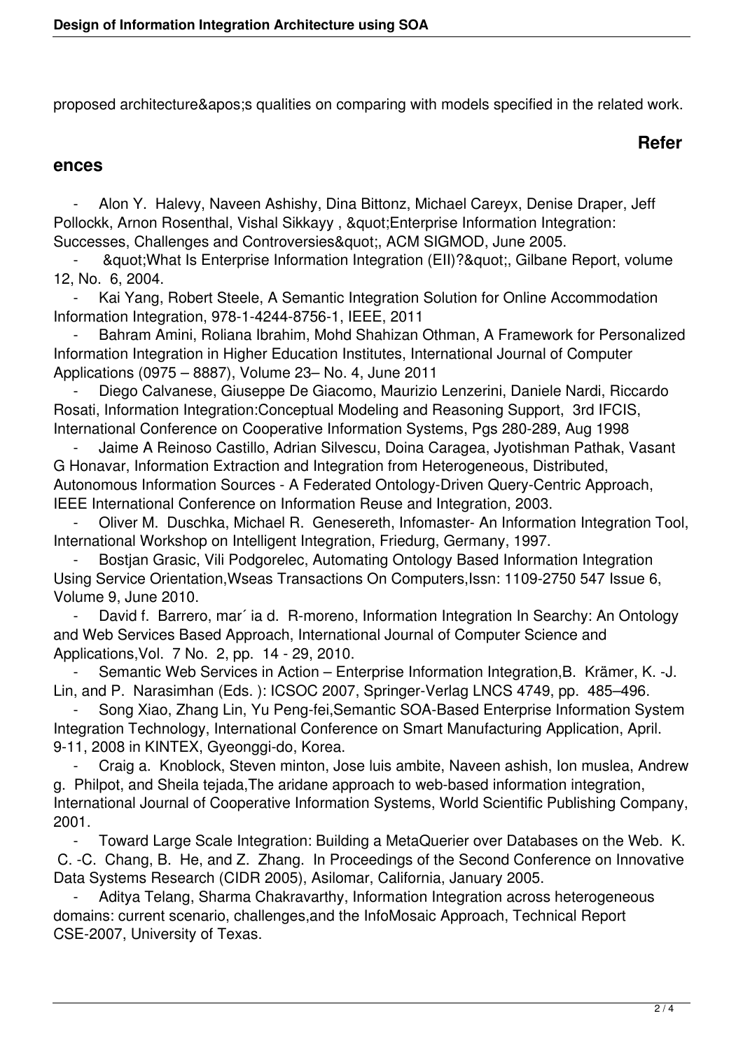proposed architecture&apos;s qualities on comparing with models specified in the related work.

## References

- Alon Y. Halevy, Naveen Ashishy, Dina Bittonz, Michael Careyx, Denise Draper, Jeff Pollockk, Arnon Rosenthal, Vishal Sikkayy , &quot;Enterprise Information Integration: Successes, Challenges and Controversies&quot;, ACM SIGMOD, June 2005.
- &quot;What Is Enterprise Information Integration (EII)?&quot;, Gilbane Report, volume 12, No. 6, 2004.
- Kai Yang, Robert Steele, A Semantic Integration Solution for Online Accommodation Information Integration, 978-1-4244-8756-1, IEEE, 2011
- Bahram Amini, Roliana Ibrahim, Mohd Shahizan Othman, A Framework for Personalized Information Integration in Higher Education Institutes, International Journal of Computer Applications (0975 – 8887), Volume 23– No. 4, June 2011
- Diego Calvanese, Giuseppe De Giacomo, Maurizio Lenzerini, Daniele Nardi, Riccardo Rosati, Information Integration:Conceptual Modeling and Reasoning Support, 3rd IFCIS, International Conference on Cooperative Information Systems, Pgs 280-289, Aug 1998
- Jaime A Reinoso Castillo, Adrian Silvescu, Doina Caragea, Jyotishman Pathak, Vasant G Honavar, Information Extraction and Integration from Heterogeneous, Distributed, Autonomous Information Sources - A Federated Ontology-Driven Query-Centric Approach, IEEE International Conference on Information Reuse and Integration, 2003.
- Oliver M. Duschka, Michael R. Genesereth, Infomaster- An Information Integration Tool, International Workshop on Intelligent Integration, Friedurg, Germany, 1997.
- Bostjan Grasic, Vili Podgorelec, Automating Ontology Based Information Integration Using Service Orientation,Wseas Transactions On Computers,Issn: 1109-2750 547 Issue 6, Volume 9, June 2010.
- David f. Barrero, mar´ ia d. R-moreno, Information Integration In Searchy: An Ontology and Web Services Based Approach, International Journal of Computer Science and Applications,Vol. 7 No. 2, pp. 14 - 29, 2010.
- Semantic Web Services in Action – Enterprise Information Integration,B. Krämer, K. -J. Lin, and P. Narasimhan (Eds. ): ICSOC 2007, Springer-Verlag LNCS 4749, pp. 485–496.
- Song Xiao, Zhang Lin, Yu Peng-fei,Semantic SOA-Based Enterprise Information System Integration Technology, International Conference on Smart Manufacturing Application, April. 9-11, 2008 in KINTEX, Gyeonggi-do, Korea.
- Craig a. Knoblock, Steven minton, Jose luis ambite, Naveen ashish, Ion muslea, Andrew g. Philpot, and Sheila tejada,The aridane approach to web-based information integration, International Journal of Cooperative Information Systems, World Scientific Publishing Company, 2001.
- Toward Large Scale Integration: Building a MetaQuerier over Databases on the Web. K. C. -C. Chang, B. He, and Z. Zhang. In Proceedings of the Second Conference on Innovative Data Systems Research (CIDR 2005), Asilomar, California, January 2005.
- Aditya Telang, Sharma Chakravarthy, Information Integration across heterogeneous domains: current scenario, challenges,and the InfoMosaic Approach, Technical Report CSE-2007, University of Texas.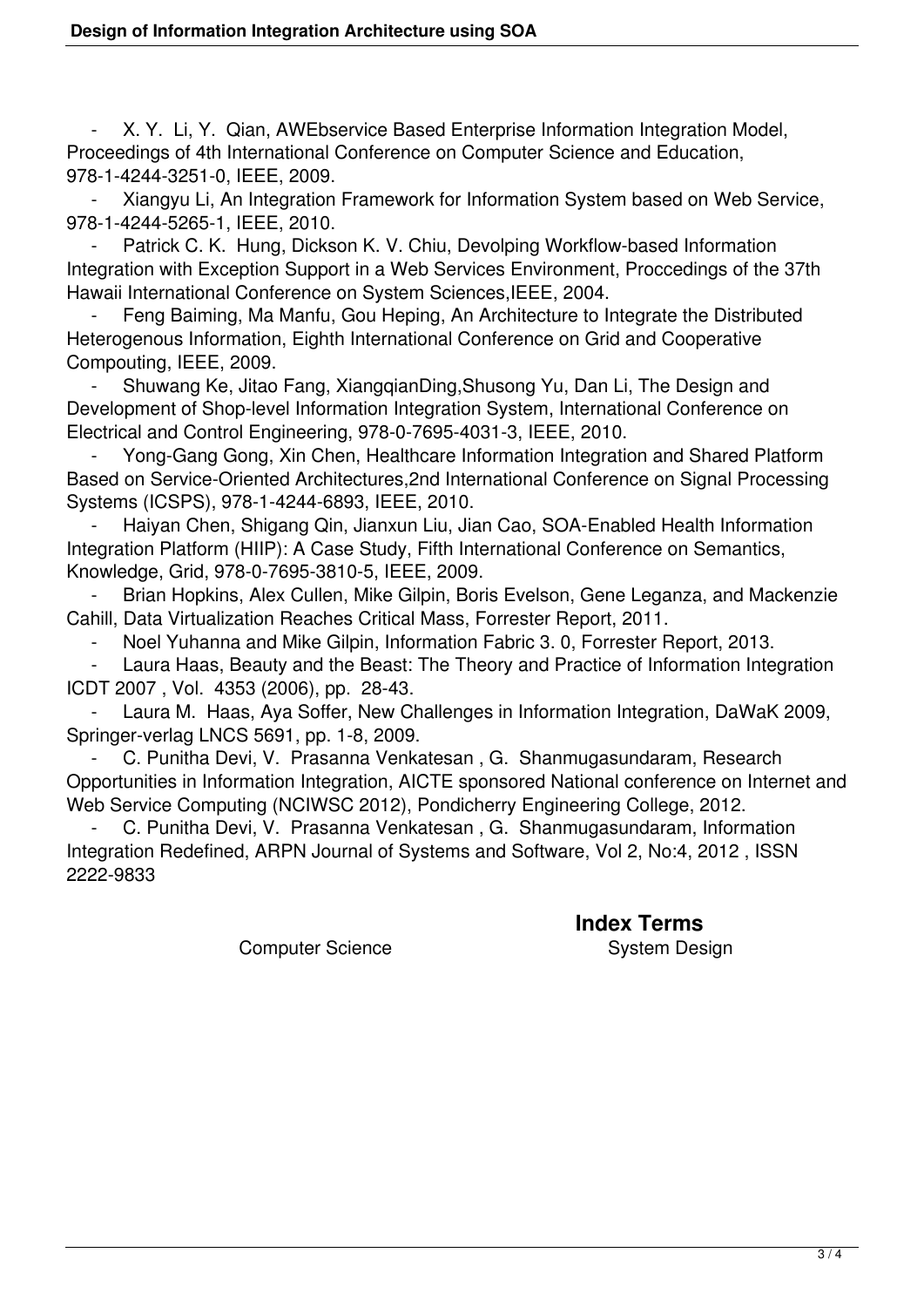- X. Y. Li, Y. Qian, AWEbservice Based Enterprise Information Integration Model, Proceedings of 4th International Conference on Computer Science and Education, 978-1-4244-3251-0, IEEE, 2009.
- Xiangyu Li, An Integration Framework for Information System based on Web Service, 978-1-4244-5265-1, IEEE, 2010.
- Patrick C. K. Hung, Dickson K. V. Chiu, Devolping Workflow-based Information Integration with Exception Support in a Web Services Environment, Proccedings of the 37th Hawaii International Conference on System Sciences,IEEE, 2004.
- Feng Baiming, Ma Manfu, Gou Heping, An Architecture to Integrate the Distributed Heterogenous Information, Eighth International Conference on Grid and Cooperative Compouting, IEEE, 2009.
- Shuwang Ke, Jitao Fang, XiangqianDing,Shusong Yu, Dan Li, The Design and Development of Shop-level Information Integration System, International Conference on Electrical and Control Engineering, 978-0-7695-4031-3, IEEE, 2010.
- Yong-Gang Gong, Xin Chen, Healthcare Information Integration and Shared Platform Based on Service-Oriented Architectures,2nd International Conference on Signal Processing Systems (ICSPS), 978-1-4244-6893, IEEE, 2010.
- Haiyan Chen, Shigang Qin, Jianxun Liu, Jian Cao, SOA-Enabled Health Information Integration Platform (HIIP): A Case Study, Fifth International Conference on Semantics, Knowledge, Grid, 978-0-7695-3810-5, IEEE, 2009.
- Brian Hopkins, Alex Cullen, Mike Gilpin, Boris Evelson, Gene Leganza, and Mackenzie Cahill, Data Virtualization Reaches Critical Mass, Forrester Report, 2011.
- Noel Yuhanna and Mike Gilpin, Information Fabric 3. 0, Forrester Report, 2013.
- Laura Haas, Beauty and the Beast: The Theory and Practice of Information Integration ICDT 2007 , Vol. 4353 (2006), pp. 28-43.
- Laura M. Haas, Aya Soffer, New Challenges in Information Integration, DaWaK 2009, Springer-verlag LNCS 5691, pp. 1-8, 2009.
- C. Punitha Devi, V. Prasanna Venkatesan , G. Shanmugasundaram, Research Opportunities in Information Integration, AICTE sponsored National conference on Internet and Web Service Computing (NCIWSC 2012), Pondicherry Engineering College, 2012.
- C. Punitha Devi, V. Prasanna Venkatesan , G. Shanmugasundaram, Information Integration Redefined, ARPN Journal of Systems and Software, Vol 2, No:4, 2012 , ISSN 2222-9833

## Index Terms

Computer Science

System Design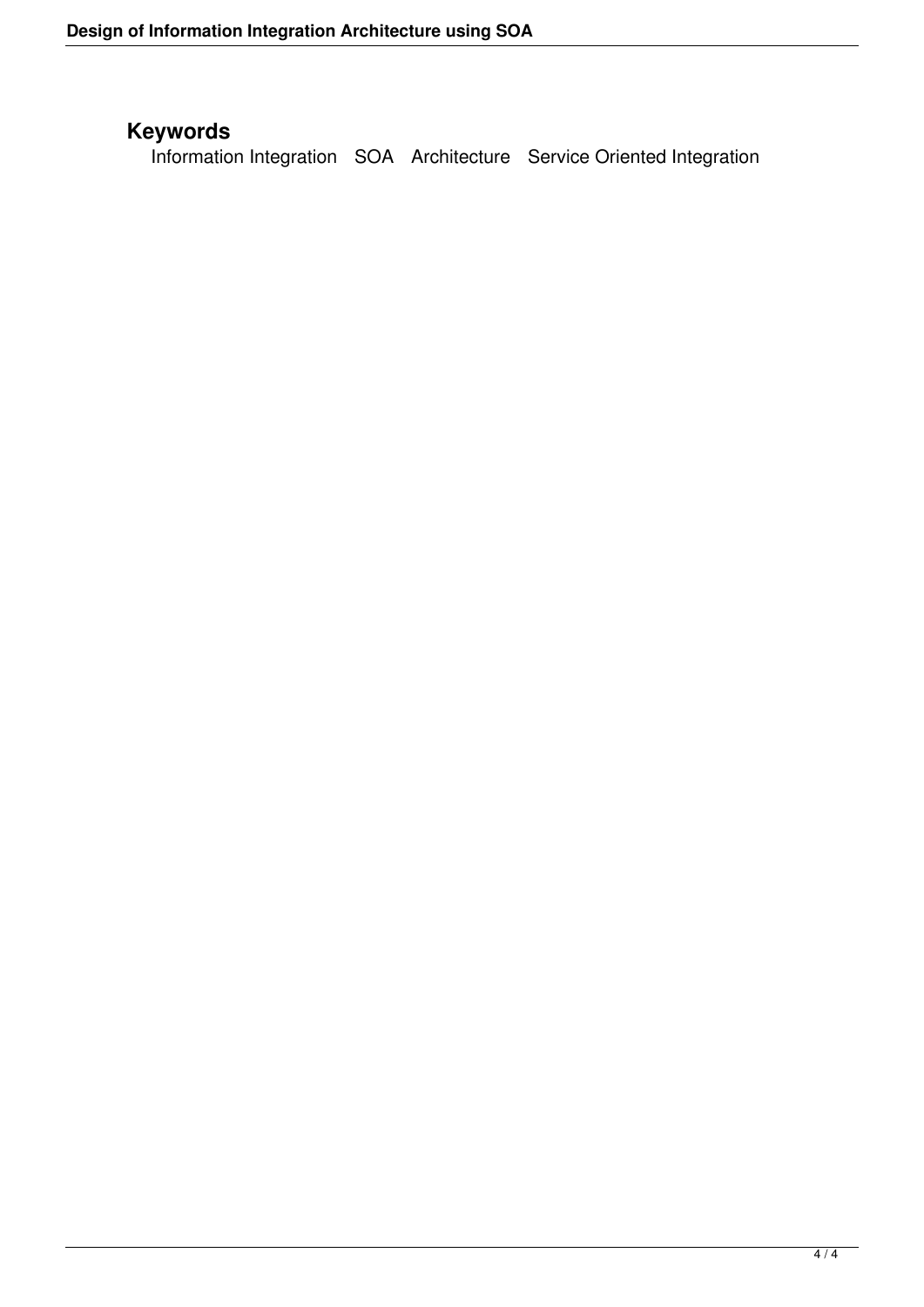## Keywords

Information Integration   SOA   Architecture   Service Oriented Integration